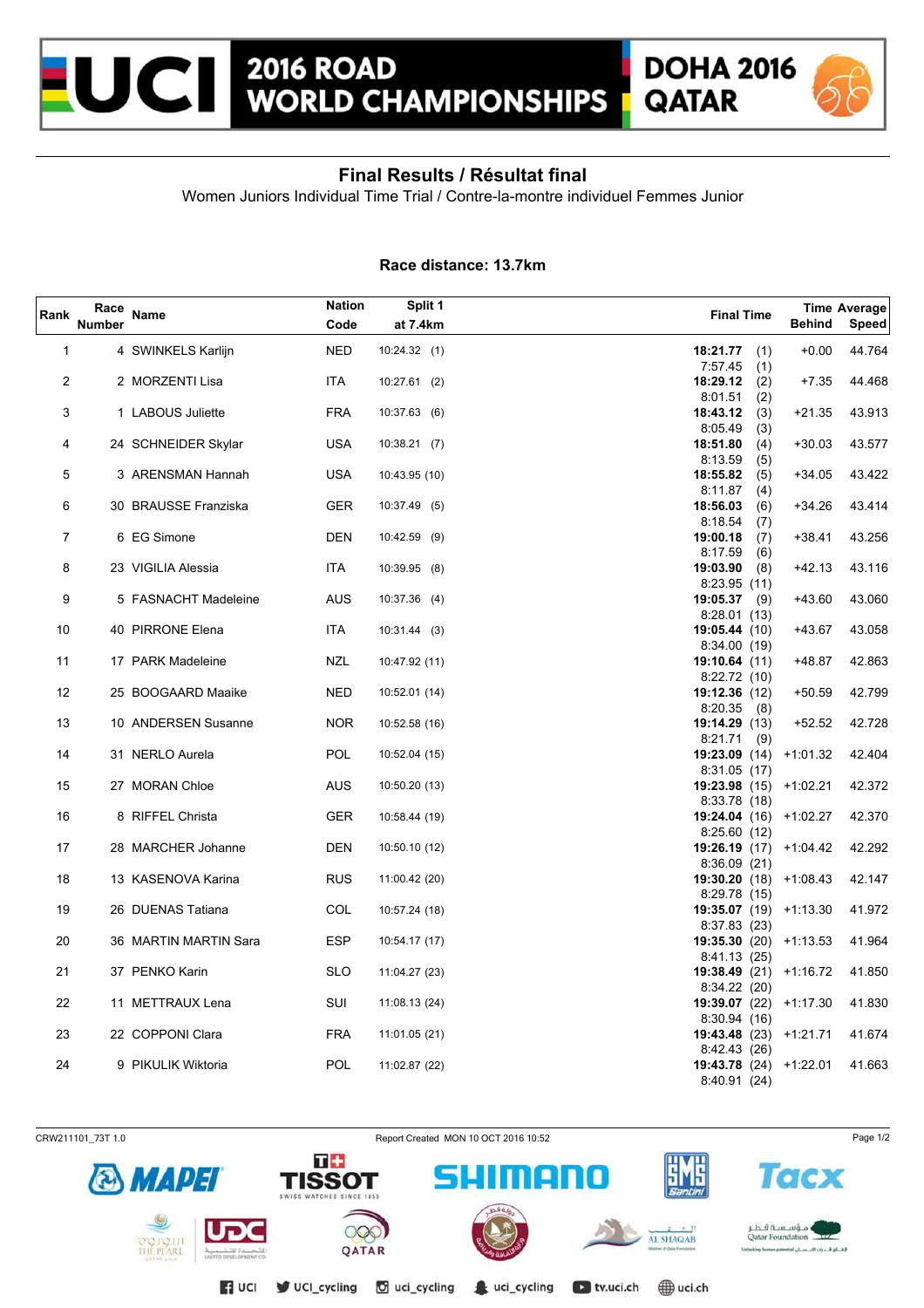# 2016 ROAD WORLD CHAMPIONSHIPS — DOHA 2016 QATAR

## Final Results / Résultat final

Women Juniors Individual Time Trial / Contre-la-montre individuel Femmes Junior

**Race distance: 13.7km**

| Rank | Race Number | Name | Nation Code | Split 1 at 7.4km | Final Time | Time Behind | Average Speed |
|---|---|---|---|---|---|---|---|
| 1 | 4 | SWINKELS Karlijn | NED | 10:24.32 (1) | **18:21.77** (1) 7:57.45 (1) | +0.00 | 44.764 |
| 2 | 2 | MORZENTI Lisa | ITA | 10:27.61 (2) | **18:29.12** (2) 8:01.51 (2) | +7.35 | 44.468 |
| 3 | 1 | LABOUS Juliette | FRA | 10:37.63 (6) | **18:43.12** (3) 8:05.49 (3) | +21.35 | 43.913 |
| 4 | 24 | SCHNEIDER Skylar | USA | 10:38.21 (7) | **18:51.80** (4) 8:13.59 (5) | +30.03 | 43.577 |
| 5 | 3 | ARENSMAN Hannah | USA | 10:43.95 (10) | **18:55.82** (5) 8:11.87 (4) | +34.05 | 43.422 |
| 6 | 30 | BRAUSSE Franziska | GER | 10:37.49 (5) | **18:56.03** (6) 8:18.54 (7) | +34.26 | 43.414 |
| 7 | 6 | EG Simone | DEN | 10:42.59 (9) | **19:00.18** (7) 8:17.59 (6) | +38.41 | 43.256 |
| 8 | 23 | VIGILIA Alessia | ITA | 10:39.95 (8) | **19:03.90** (8) 8:23.95 (11) | +42.13 | 43.116 |
| 9 | 5 | FASNACHT Madeleine | AUS | 10:37.36 (4) | **19:05.37** (9) 8:28.01 (13) | +43.60 | 43.060 |
| 10 | 40 | PIRRONE Elena | ITA | 10:31.44 (3) | **19:05.44** (10) 8:34.00 (19) | +43.67 | 43.058 |
| 11 | 17 | PARK Madeleine | NZL | 10:47.92 (11) | **19:10.64** (11) 8:22.72 (10) | +48.87 | 42.863 |
| 12 | 25 | BOOGAARD Maaike | NED | 10:52.01 (14) | **19:12.36** (12) 8:20.35 (8) | +50.59 | 42.799 |
| 13 | 10 | ANDERSEN Susanne | NOR | 10:52.58 (16) | **19:14.29** (13) 8:21.71 (9) | +52.52 | 42.728 |
| 14 | 31 | NERLO Aurela | POL | 10:52.04 (15) | **19:23.09** (14) 8:31.05 (17) | +1:01.32 | 42.404 |
| 15 | 27 | MORAN Chloe | AUS | 10:50.20 (13) | **19:23.98** (15) 8:33.78 (18) | +1:02.21 | 42.372 |
| 16 | 8 | RIFFEL Christa | GER | 10:58.44 (19) | **19:24.04** (16) 8:25.60 (12) | +1:02.27 | 42.370 |
| 17 | 28 | MARCHER Johanne | DEN | 10:50.10 (12) | **19:26.19** (17) 8:36.09 (21) | +1:04.42 | 42.292 |
| 18 | 13 | KASENOVA Karina | RUS | 11:00.42 (20) | **19:30.20** (18) 8:29.78 (15) | +1:08.43 | 42.147 |
| 19 | 26 | DUENAS Tatiana | COL | 10:57.24 (18) | **19:35.07** (19) 8:37.83 (23) | +1:13.30 | 41.972 |
| 20 | 36 | MARTIN MARTIN Sara | ESP | 10:54.17 (17) | **19:35.30** (20) 8:41.13 (25) | +1:13.53 | 41.964 |
| 21 | 37 | PENKO Karin | SLO | 11:04.27 (23) | **19:38.49** (21) 8:34.22 (20) | +1:16.72 | 41.850 |
| 22 | 11 | METTRAUX Lena | SUI | 11:08.13 (24) | **19:39.07** (22) 8:30.94 (16) | +1:17.30 | 41.830 |
| 23 | 22 | COPPONI Clara | FRA | 11:01.05 (21) | **19:43.48** (23) 8:42.43 (26) | +1:21.71 | 41.674 |
| 24 | 9 | PIKULIK Wiktoria | POL | 11:02.87 (22) | **19:43.78** (24) 8:40.91 (24) | +1:22.01 | 41.663 |

CRW211101_73T 1.0 — Report Created MON 10 OCT 2016 10:52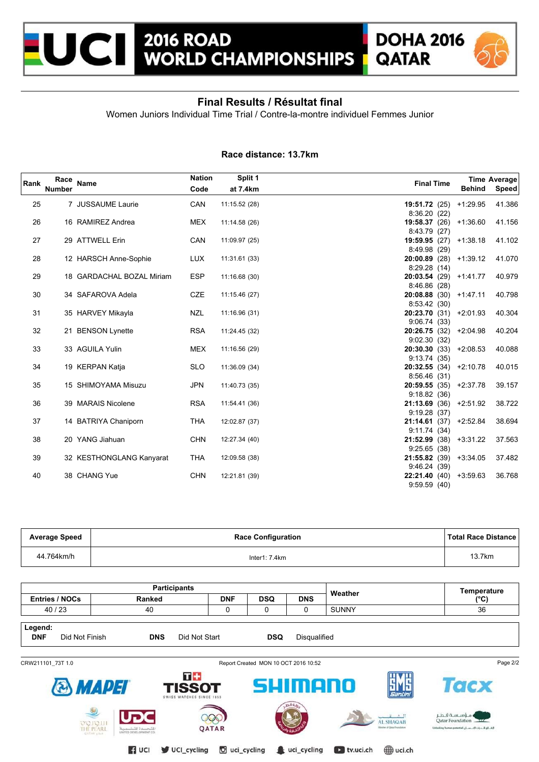## Final Results / Résultat final

Women Juniors Individual Time Trial / Contre-la-montre individuel Femmes Junior

**Race distance: 13.7km**

| Rank | Race Number | Name | Nation Code | Split 1 at 7.4km | Final Time | Time Behind | Average Speed |
|---|---|---|---|---|---|---|---|
| 25 | 7 | JUSSAUME Laurie | CAN | 11:15.52 (28) | **19:51.72** (25) 8:36.20 (22) | +1:29.95 | 41.386 |
| 26 | 16 | RAMIREZ Andrea | MEX | 11:14.58 (26) | **19:58.37** (26) 8:43.79 (27) | +1:36.60 | 41.156 |
| 27 | 29 | ATTWELL Erin | CAN | 11:09.97 (25) | **19:59.95** (27) 8:49.98 (29) | +1:38.18 | 41.102 |
| 28 | 12 | HARSCH Anne-Sophie | LUX | 11:31.61 (33) | **20:00.89** (28) 8:29.28 (14) | +1:39.12 | 41.070 |
| 29 | 18 | GARDACHAL BOZAL Miriam | ESP | 11:16.68 (30) | **20:03.54** (29) 8:46.86 (28) | +1:41.77 | 40.979 |
| 30 | 34 | SAFAROVA Adela | CZE | 11:15.46 (27) | **20:08.88** (30) 8:53.42 (30) | +1:47.11 | 40.798 |
| 31 | 35 | HARVEY Mikayla | NZL | 11:16.96 (31) | **20:23.70** (31) 9:06.74 (33) | +2:01.93 | 40.304 |
| 32 | 21 | BENSON Lynette | RSA | 11:24.45 (32) | **20:26.75** (32) 9:02.30 (32) | +2:04.98 | 40.204 |
| 33 | 33 | AGUILA Yulin | MEX | 11:16.56 (29) | **20:30.30** (33) 9:13.74 (35) | +2:08.53 | 40.088 |
| 34 | 19 | KERPAN Katja | SLO | 11:36.09 (34) | **20:32.55** (34) 8:56.46 (31) | +2:10.78 | 40.015 |
| 35 | 15 | SHIMOYAMA Misuzu | JPN | 11:40.73 (35) | **20:59.55** (35) 9:18.82 (36) | +2:37.78 | 39.157 |
| 36 | 39 | MARAIS Nicolene | RSA | 11:54.41 (36) | **21:13.69** (36) 9:19.28 (37) | +2:51.92 | 38.722 |
| 37 | 14 | BATRIYA Chaniporn | THA | 12:02.87 (37) | **21:14.61** (37) 9:11.74 (34) | +2:52.84 | 38.694 |
| 38 | 20 | YANG Jiahuan | CHN | 12:27.34 (40) | **21:52.99** (38) 9:25.65 (38) | +3:31.22 | 37.563 |
| 39 | 32 | KESTHONGLANG Kanyarat | THA | 12:09.58 (38) | **21:55.82** (39) 9:46.24 (39) | +3:34.05 | 37.482 |
| 40 | 38 | CHANG Yue | CHN | 12:21.81 (39) | **22:21.40** (40) 9:59.59 (40) | +3:59.63 | 36.768 |

| Average Speed | Race Configuration | Total Race Distance |
|---|---|---|
| 44.764km/h | Inter1: 7.4km | 13.7km |

| Participants | | | | | Weather | Temperature (°C) |
|---|---|---|---|---|---|---|
| Entries / NOCs | Ranked | DNF | DSQ | DNS | | |
| 40 / 23 | 40 | 0 | 0 | 0 | SUNNY | 36 |

**Legend:**
**DNF** Did Not Finish **DNS** Did Not Start **DSQ** Disqualified

CRW211101_73T 1.0 Report Created MON 10 OCT 2016 10:52